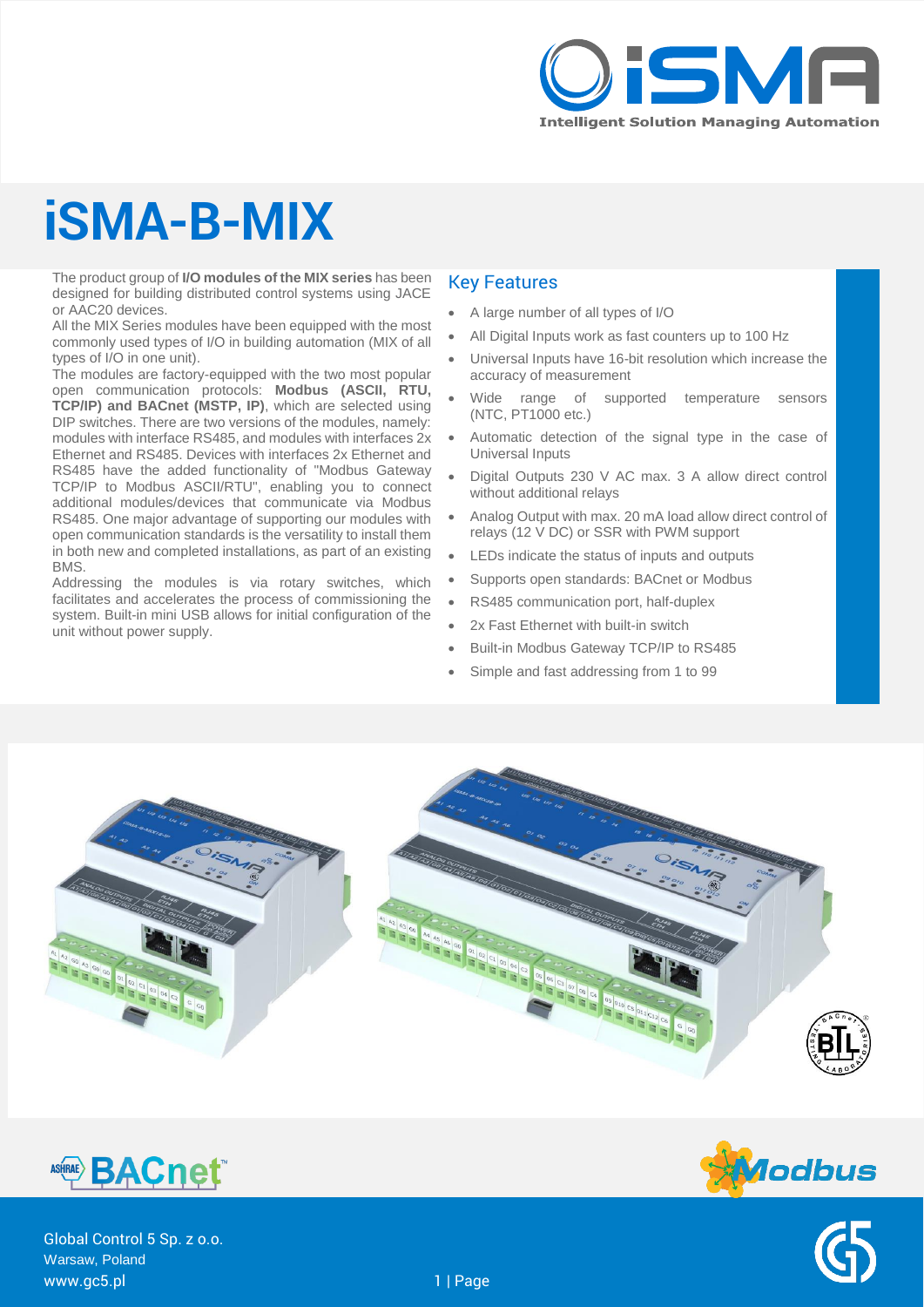# iSMA-B-MIX

The product group of **I/O modules of the MIX series** has been designed for building distributed control systems using JACE or AAC20 devices.

All the MIX Series modules have been equipped with the most commonly used types of I/O in building automation (MIX of all types of I/O in one unit).

The modules are factory-equipped with the two most popular open communication protocols: **Modbus (ASCII, RTU, TCP/IP) and BACnet (MSTP, IP)**, which are selected using DIP switches. There are two versions of the modules, namely: modules with interface RS485, and modules with interfaces 2x Ethernet and RS485. Devices with interfaces 2x Ethernet and RS485 have the added functionality of "Modbus Gateway TCP/IP to Modbus ASCII/RTU", enabling you to connect additional modules/devices that communicate via Modbus RS485. One major advantage of supporting our modules with open communication standards is the versatility to install them in both new and completed installations, as part of an existing BMS.

Addressing the modules is via rotary switches, which facilitates and accelerates the process of commissioning the system. Built-in mini USB allows for initial configuration of the unit without power supply.

## Key Features

- A large number of all types of I/O
- All Digital Inputs work as fast counters up to 100 Hz
- Universal Inputs have 16-bit resolution which increase the accuracy of measurement
- Wide range of supported temperature sensors (NTC, PT1000 etc.)
- Automatic detection of the signal type in the case of Universal Inputs
- Digital Outputs 230 V AC max. 3 A allow direct control without additional relays
- Analog Output with max. 20 mA load allow direct control of relays (12 V DC) or SSR with PWM support
- LEDs indicate the status of inputs and outputs
- Supports open standards: BACnet or Modbus
- RS485 communication port, half-duplex
- 2x Fast Ethernet with built-in switch
- Built-in Modbus Gateway TCP/IP to RS485
- Simple and fast addressing from 1 to 99

Global Control 5 Sp. z o.o.
Warsaw, Poland
www.gc5.pl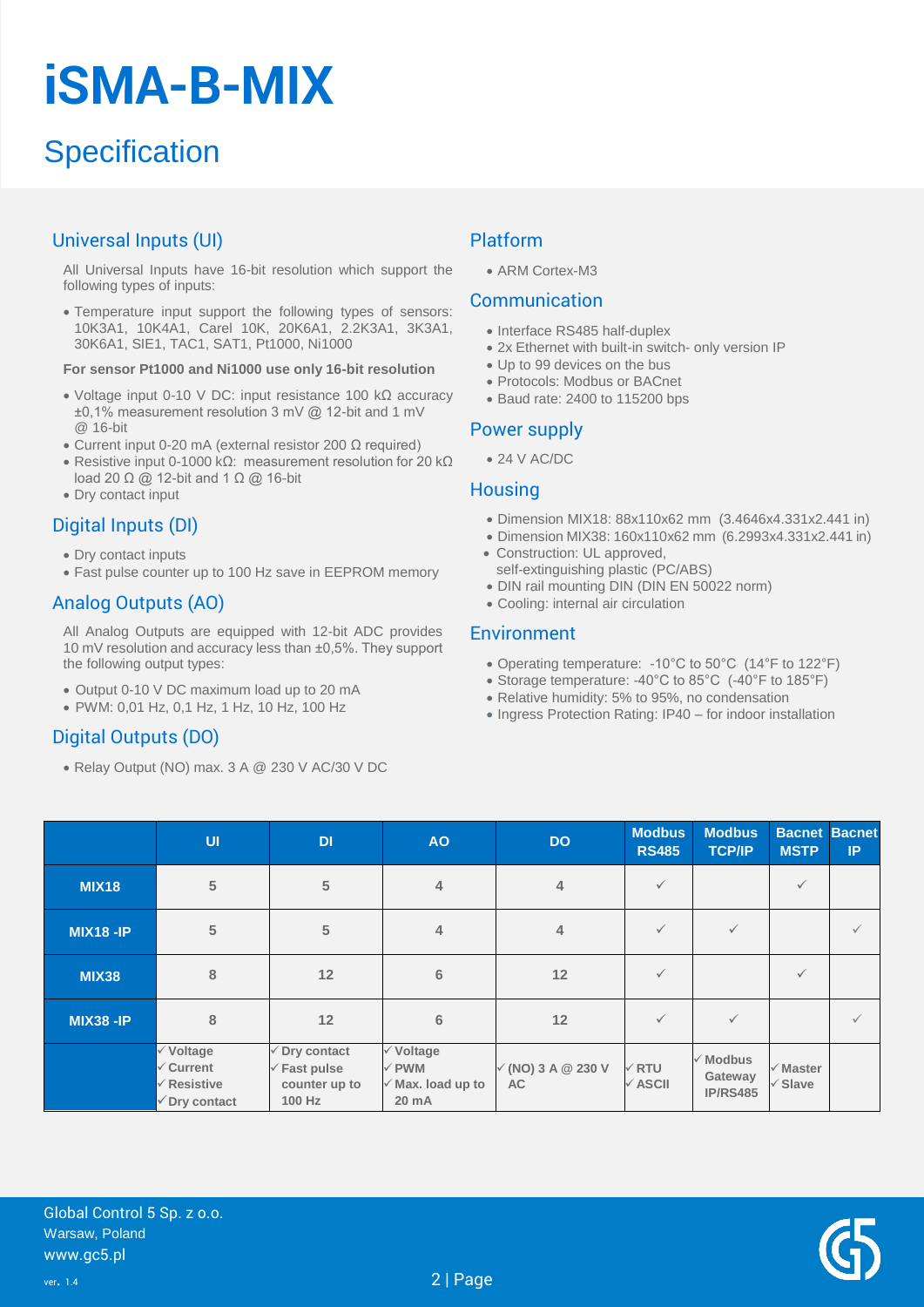# iSMA-B-MIX

## Specification

### Universal Inputs (UI)

All Universal Inputs have 16-bit resolution which support the following types of inputs:

- Temperature input support the following types of sensors: 10K3A1, 10K4A1, Carel 10K, 20K6A1, 2.2K3A1, 3K3A1, 30K6A1, SIE1, TAC1, SAT1, Pt1000, Ni1000

**For sensor Pt1000 and Ni1000 use only 16-bit resolution**

- Voltage input 0-10 V DC: input resistance 100 kΩ accuracy ±0,1% measurement resolution 3 mV @ 12-bit and 1 mV @ 16-bit
- Current input 0-20 mA (external resistor 200 Ω required)
- Resistive input 0-1000 kΩ: measurement resolution for 20 kΩ load 20 Ω @ 12-bit and 1 Ω @ 16-bit
- Dry contact input

### Digital Inputs (DI)

- Dry contact inputs
- Fast pulse counter up to 100 Hz save in EEPROM memory

### Analog Outputs (AO)

All Analog Outputs are equipped with 12-bit ADC provides 10 mV resolution and accuracy less than ±0,5%. They support the following output types:

- Output 0-10 V DC maximum load up to 20 mA
- PWM: 0,01 Hz, 0,1 Hz, 1 Hz, 10 Hz, 100 Hz

### Digital Outputs (DO)

- Relay Output (NO) max. 3 A @ 230 V AC/30 V DC

### Platform

- ARM Cortex-M3

### Communication

- Interface RS485 half-duplex
- 2x Ethernet with built-in switch- only version IP
- Up to 99 devices on the bus
- Protocols: Modbus or BACnet
- Baud rate: 2400 to 115200 bps

### Power supply

- 24 V AC/DC

### Housing

- Dimension MIX18: 88x110x62 mm (3.4646x4.331x2.441 in)
- Dimension MIX38: 160x110x62 mm (6.2993x4.331x2.441 in)
- Construction: UL approved, self-extinguishing plastic (PC/ABS)
- DIN rail mounting DIN (DIN EN 50022 norm)
- Cooling: internal air circulation

### Environment

- Operating temperature: -10°C to 50°C (14°F to 122°F)
- Storage temperature: -40°C to 85°C (-40°F to 185°F)
- Relative humidity: 5% to 95%, no condensation
- Ingress Protection Rating: IP40 – for indoor installation

| | UI | DI | AO | DO | Modbus RS485 | Modbus TCP/IP | Bacnet MSTP | Bacnet IP |
|---|---|---|---|---|---|---|---|---|
| **MIX18** | 5 | 5 | 4 | 4 | ✓ | | ✓ | |
| **MIX18 -IP** | 5 | 5 | 4 | 4 | ✓ | ✓ | | ✓ |
| **MIX38** | 8 | 12 | 6 | 12 | ✓ | | ✓ | |
| **MIX38 -IP** | 8 | 12 | 6 | 12 | ✓ | ✓ | | ✓ |
| | ✓Voltage ✓Current ✓Resistive ✓Dry contact | ✓Dry contact ✓Fast pulse counter up to 100 Hz | ✓Voltage ✓PWM ✓Max. load up to 20 mA | ✓(NO) 3 A @ 230 V AC | ✓RTU ✓ASCII | ✓Modbus Gateway IP/RS485 | ✓Master ✓Slave | |

Global Control 5 Sp. z o.o.
Warsaw, Poland
www.gc5.pl

ver. 1.4